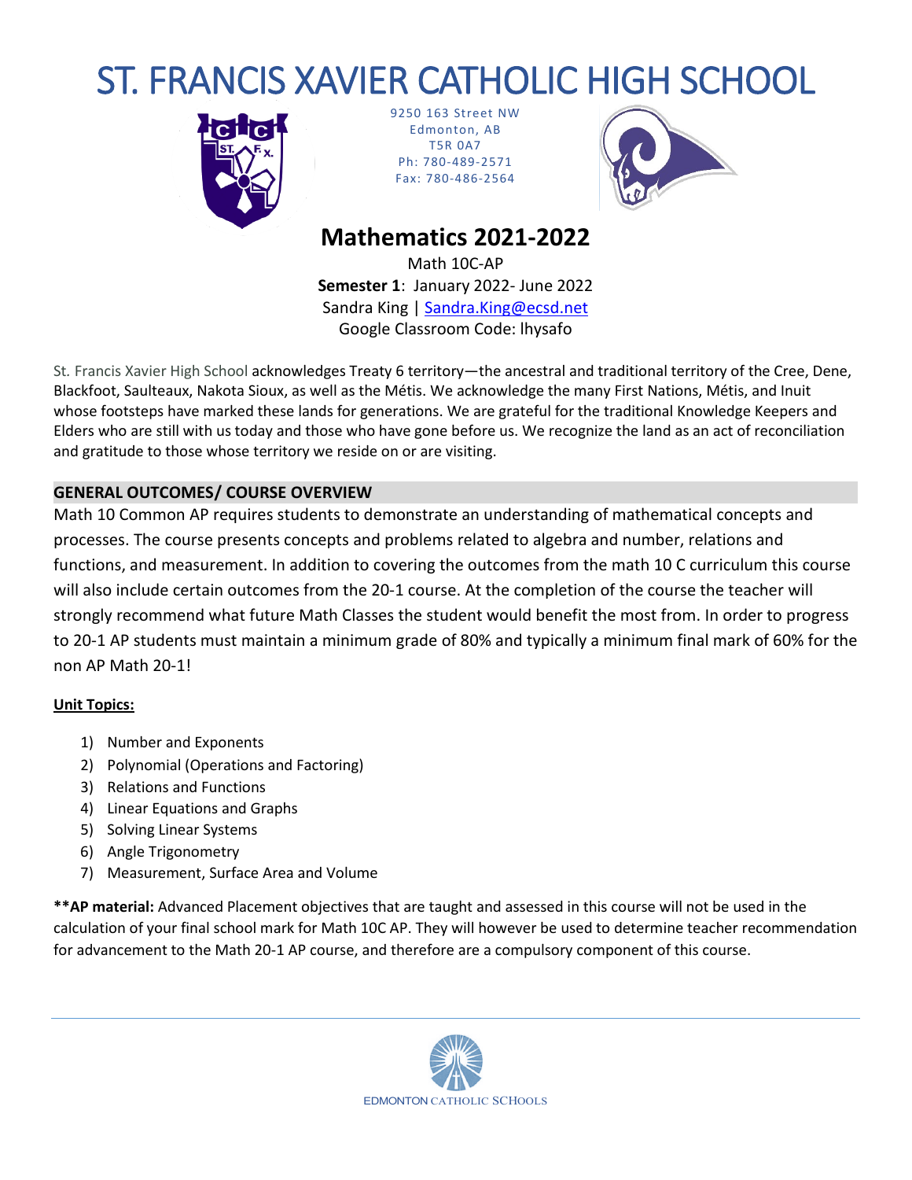# ST. FRANCIS XAVIER CATHOLIC HIGH SCHOOL

9250 163 Street NW
Edmonton, AB
T5R 0A7
Ph: 780-489-2571
Fax: 780-486-2564

## Mathematics 2021-2022

Math 10C-AP
**Semester 1**: January 2022- June 2022
Sandra King | Sandra.King@ecsd.net
Google Classroom Code: lhysafo

St. Francis Xavier High School acknowledges Treaty 6 territory—the ancestral and traditional territory of the Cree, Dene, Blackfoot, Saulteaux, Nakota Sioux, as well as the Métis. We acknowledge the many First Nations, Métis, and Inuit whose footsteps have marked these lands for generations. We are grateful for the traditional Knowledge Keepers and Elders who are still with us today and those who have gone before us. We recognize the land as an act of reconciliation and gratitude to those whose territory we reside on or are visiting.

### GENERAL OUTCOMES/ COURSE OVERVIEW

Math 10 Common AP requires students to demonstrate an understanding of mathematical concepts and processes. The course presents concepts and problems related to algebra and number, relations and functions, and measurement. In addition to covering the outcomes from the math 10 C curriculum this course will also include certain outcomes from the 20-1 course. At the completion of the course the teacher will strongly recommend what future Math Classes the student would benefit the most from. In order to progress to 20-1 AP students must maintain a minimum grade of 80% and typically a minimum final mark of 60% for the non AP Math 20-1!

**Unit Topics:**

1) Number and Exponents
2) Polynomial (Operations and Factoring)
3) Relations and Functions
4) Linear Equations and Graphs
5) Solving Linear Systems
6) Angle Trigonometry
7) Measurement, Surface Area and Volume

****AP material:** Advanced Placement objectives that are taught and assessed in this course will not be used in the calculation of your final school mark for Math 10C AP. They will however be used to determine teacher recommendation for advancement to the Math 20-1 AP course, and therefore are a compulsory component of this course.

EDMONTON CATHOLIC SCHOOLS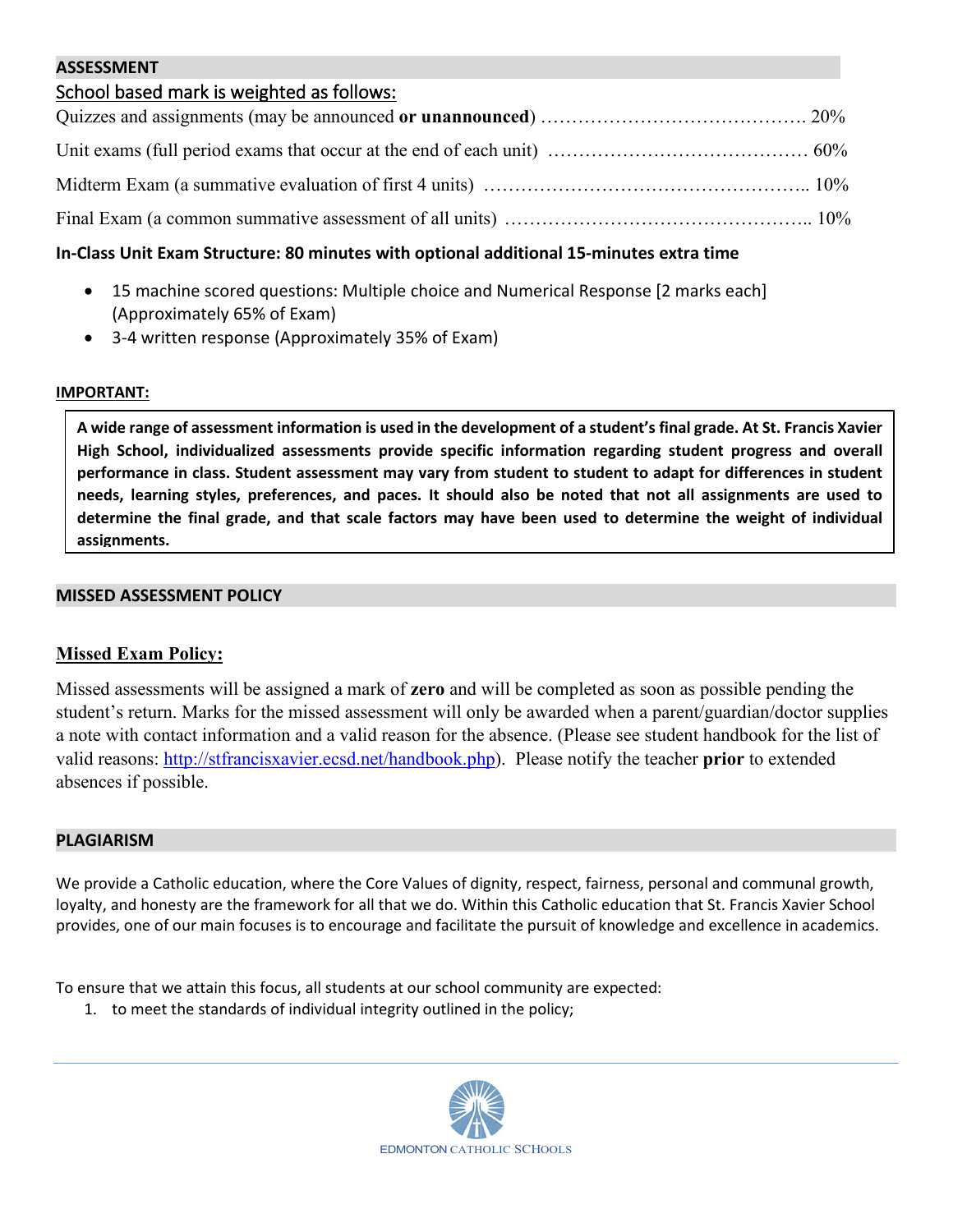## ASSESSMENT

School based mark is weighted as follows:

Quizzes and assignments (may be announced **or unannounced**) ………………………………………. 20%

Unit exams (full period exams that occur at the end of each unit) …………………………………… 60%

Midterm Exam (a summative evaluation of first 4 units) …………………………………………….. 10%

Final Exam (a common summative assessment of all units) ………………………………………….. 10%

**In-Class Unit Exam Structure: 80 minutes with optional additional 15-minutes extra time**

- 15 machine scored questions: Multiple choice and Numerical Response [2 marks each] (Approximately 65% of Exam)
- 3-4 written response (Approximately 35% of Exam)

**IMPORTANT:**

> **A wide range of assessment information is used in the development of a student's final grade. At St. Francis Xavier High School, individualized assessments provide specific information regarding student progress and overall performance in class. Student assessment may vary from student to student to adapt for differences in student needs, learning styles, preferences, and paces. It should also be noted that not all assignments are used to determine the final grade, and that scale factors may have been used to determine the weight of individual assignments.**

## MISSED ASSESSMENT POLICY

### Missed Exam Policy:

Missed assessments will be assigned a mark of **zero** and will be completed as soon as possible pending the student's return. Marks for the missed assessment will only be awarded when a parent/guardian/doctor supplies a note with contact information and a valid reason for the absence. (Please see student handbook for the list of valid reasons: http://stfrancisxavier.ecsd.net/handbook.php). Please notify the teacher **prior** to extended absences if possible.

## PLAGIARISM

We provide a Catholic education, where the Core Values of dignity, respect, fairness, personal and communal growth, loyalty, and honesty are the framework for all that we do. Within this Catholic education that St. Francis Xavier School provides, one of our main focuses is to encourage and facilitate the pursuit of knowledge and excellence in academics.

To ensure that we attain this focus, all students at our school community are expected:

1. to meet the standards of individual integrity outlined in the policy;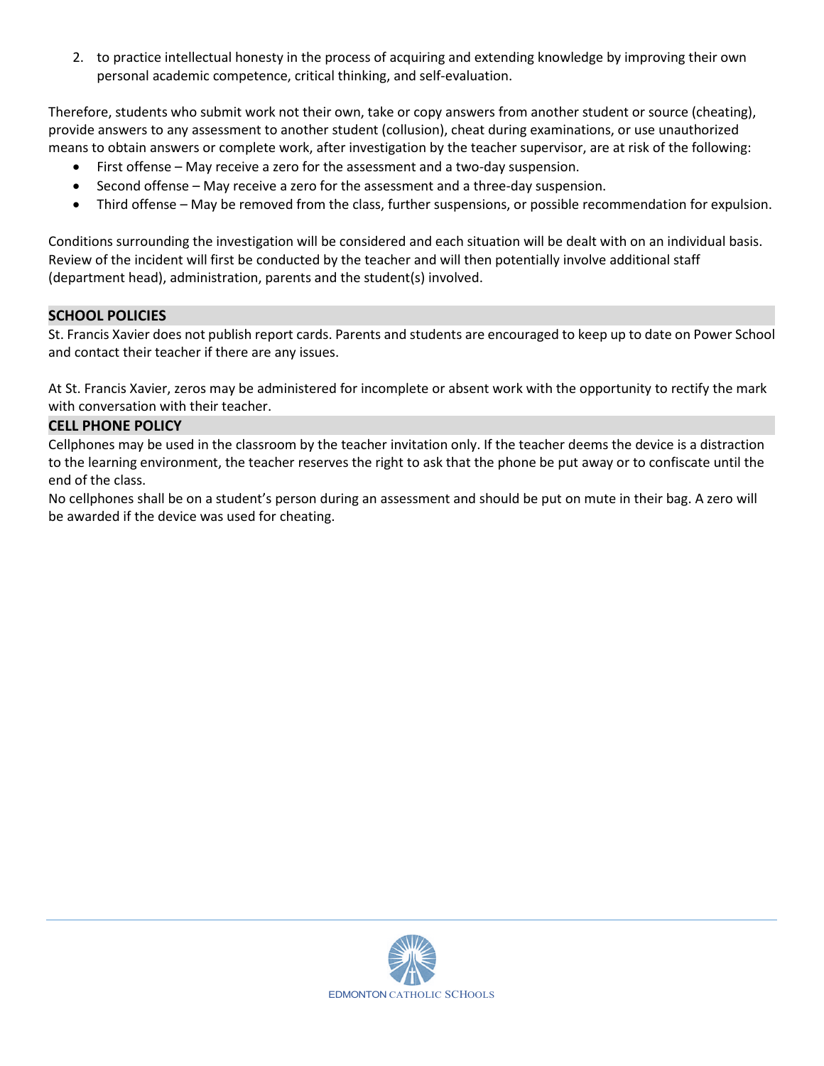2. to practice intellectual honesty in the process of acquiring and extending knowledge by improving their own personal academic competence, critical thinking, and self-evaluation.

Therefore, students who submit work not their own, take or copy answers from another student or source (cheating), provide answers to any assessment to another student (collusion), cheat during examinations, or use unauthorized means to obtain answers or complete work, after investigation by the teacher supervisor, are at risk of the following:

- First offense – May receive a zero for the assessment and a two-day suspension.
- Second offense – May receive a zero for the assessment and a three-day suspension.
- Third offense – May be removed from the class, further suspensions, or possible recommendation for expulsion.

Conditions surrounding the investigation will be considered and each situation will be dealt with on an individual basis. Review of the incident will first be conducted by the teacher and will then potentially involve additional staff (department head), administration, parents and the student(s) involved.

## SCHOOL POLICIES

St. Francis Xavier does not publish report cards. Parents and students are encouraged to keep up to date on Power School and contact their teacher if there are any issues.

At St. Francis Xavier, zeros may be administered for incomplete or absent work with the opportunity to rectify the mark with conversation with their teacher.

## CELL PHONE POLICY

Cellphones may be used in the classroom by the teacher invitation only. If the teacher deems the device is a distraction to the learning environment, the teacher reserves the right to ask that the phone be put away or to confiscate until the end of the class.
No cellphones shall be on a student's person during an assessment and should be put on mute in their bag. A zero will be awarded if the device was used for cheating.